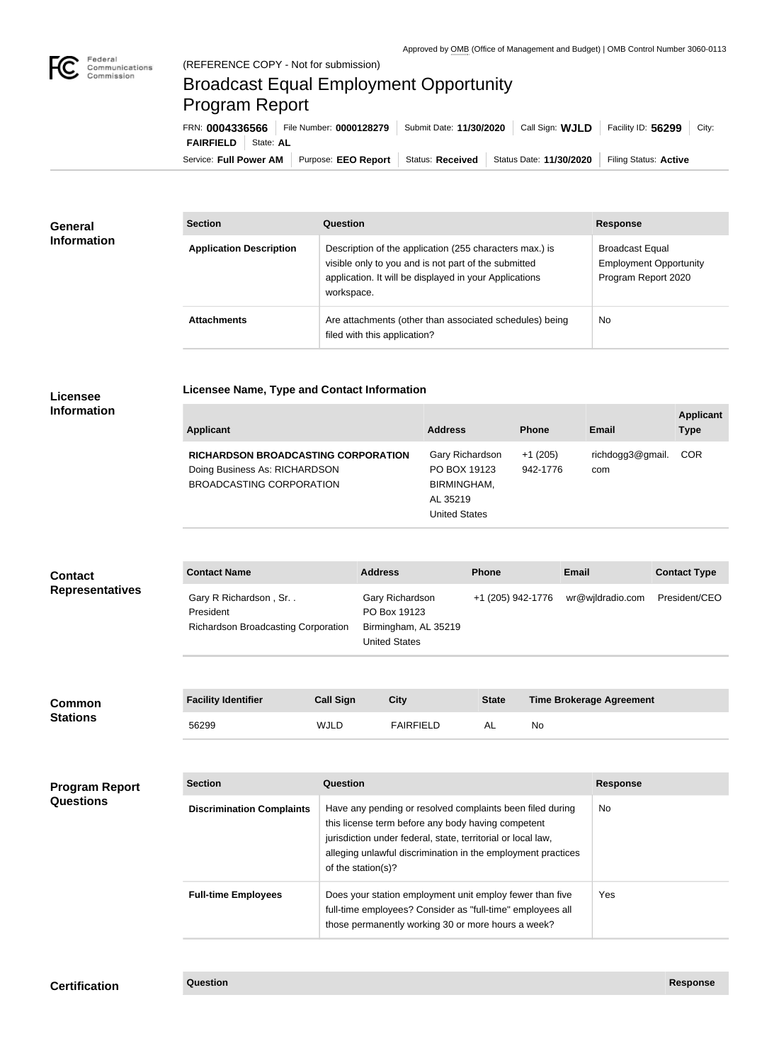Approved by OMB (Office of Management and Budget) | OMB Control Number 3060-0113

(REFERENCE COPY - Not for submission)

# Broadcast Equal Employment Opportunity Program Report

FRN: **0004336566** | File Number: **0000128279** | Submit Date: **11/30/2020** | Call Sign: **WJLD** | Facility ID: **56299** | City: **FAIRFIELD** | State: **AL**

Service: **Full Power AM** | Purpose: **EEO Report** | Status: **Received** | Status Date: **11/30/2020** | Filing Status: **Active**

## General Information

| Section | Question | Response |
|---|---|---|
| **Application Description** | Description of the application (255 characters max.) is visible only to you and is not part of the submitted application. It will be displayed in your Applications workspace. | Broadcast Equal Employment Opportunity Program Report 2020 |
| **Attachments** | Are attachments (other than associated schedules) being filed with this application? | No |

## Licensee Information

### Licensee Name, Type and Contact Information

| Applicant | Address | Phone | Email | Applicant Type |
|---|---|---|---|---|
| **RICHARDSON BROADCASTING CORPORATION** Doing Business As: RICHARDSON BROADCASTING CORPORATION | Gary Richardson PO BOX 19123 BIRMINGHAM, AL 35219 United States | +1 (205) 942-1776 | richdogg3@gmail.com | COR |

## Contact Representatives

| Contact Name | Address | Phone | Email | Contact Type |
|---|---|---|---|---|
| Gary R Richardson , Sr. . President Richardson Broadcasting Corporation | Gary Richardson PO Box 19123 Birmingham, AL 35219 United States | +1 (205) 942-1776 | wr@wjldradio.com | President/CEO |

## Common Stations

| Facility Identifier | Call Sign | City | State | Time Brokerage Agreement |
|---|---|---|---|---|
| 56299 | WJLD | FAIRFIELD | AL | No |

## Program Report Questions

| Section | Question | Response |
|---|---|---|
| **Discrimination Complaints** | Have any pending or resolved complaints been filed during this license term before any body having competent jurisdiction under federal, state, territorial or local law, alleging unlawful discrimination in the employment practices of the station(s)? | No |
| **Full-time Employees** | Does your station employment unit employ fewer than five full-time employees? Consider as "full-time" employees all those permanently working 30 or more hours a week? | Yes |

## Certification

| Question | Response |
|---|---|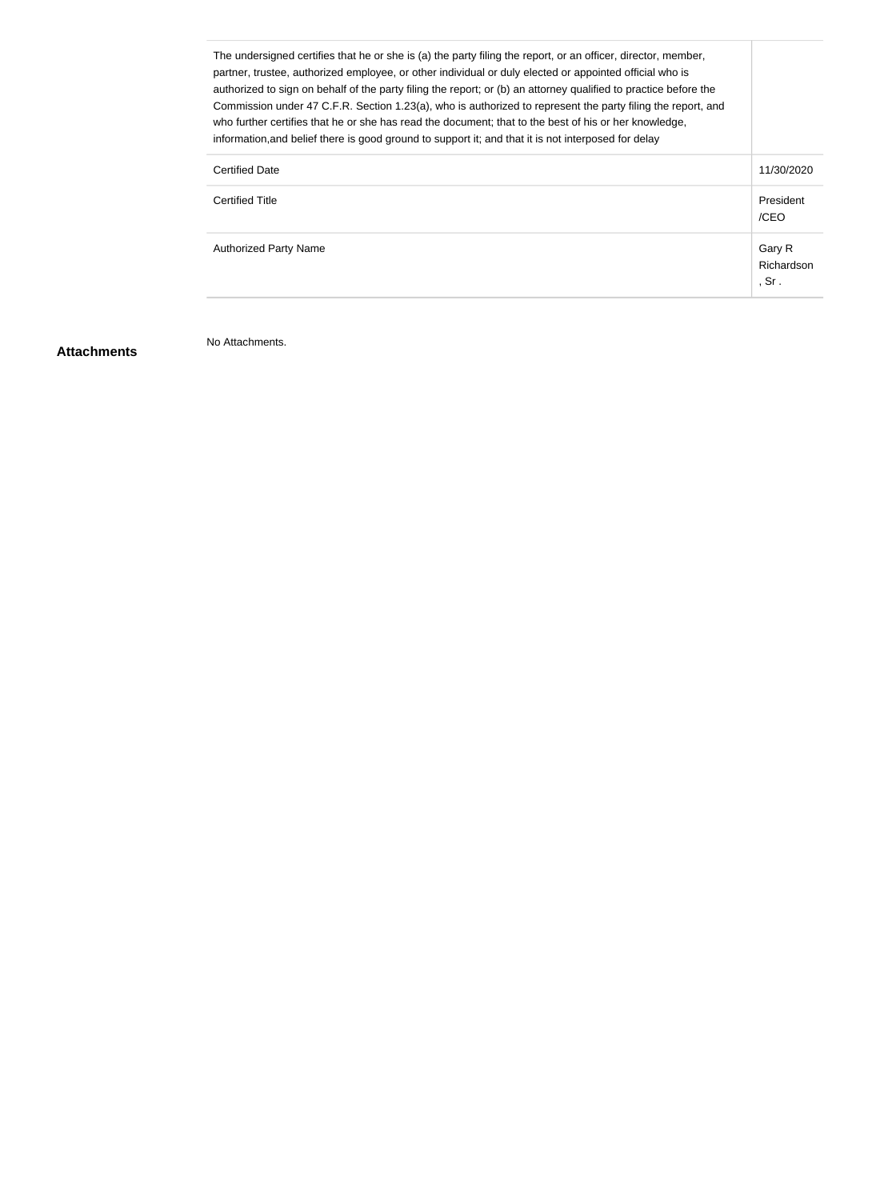| | |
|---|---|
| The undersigned certifies that he or she is (a) the party filing the report, or an officer, director, member, partner, trustee, authorized employee, or other individual or duly elected or appointed official who is authorized to sign on behalf of the party filing the report; or (b) an attorney qualified to practice before the Commission under 47 C.F.R. Section 1.23(a), who is authorized to represent the party filing the report, and who further certifies that he or she has read the document; that to the best of his or her knowledge, information,and belief there is good ground to support it; and that it is not interposed for delay | |
| Certified Date | 11/30/2020 |
| Certified Title | President /CEO |
| Authorized Party Name | Gary R Richardson , Sr . |

**Attachments**

No Attachments.